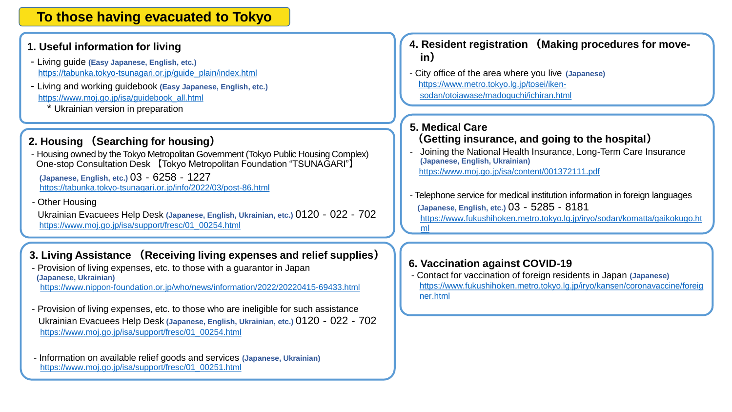# To those having evacuated to Tokyo

## 1. Useful information for living

- Living guide **(Easy Japanese, English, etc.)**
  https://tabunka.tokyo-tsunagari.or.jp/guide_plain/index.html
- Living and working guidebook **(Easy Japanese, English, etc.)**
  https://www.moj.go.jp/isa/guidebook_all.html
  * Ukrainian version in preparation

## 2. Housing （Searching for housing）

- Housing owned by the Tokyo Metropolitan Government (Tokyo Public Housing Complex)
  One-stop Consultation Desk 【Tokyo Metropolitan Foundation "TSUNAGARI"】
  **(Japanese, English, etc.)** 03 - 6258 - 1227
  https://tabunka.tokyo-tsunagari.or.jp/info/2022/03/post-86.html
- Other Housing
  Ukrainian Evacuees Help Desk **(Japanese, English, Ukrainian, etc.)** 0120 - 022 - 702
  https://www.moj.go.jp/isa/support/fresc/01_00254.html

## 3. Living Assistance （Receiving living expenses and relief supplies）

- Provision of living expenses, etc. to those with a guarantor in Japan
  **(Japanese, Ukrainian)**
  https://www.nippon-foundation.or.jp/who/news/information/2022/20220415-69433.html
- Provision of living expenses, etc. to those who are ineligible for such assistance
  Ukrainian Evacuees Help Desk **(Japanese, English, Ukrainian, etc.)** 0120 - 022 - 702
  https://www.moj.go.jp/isa/support/fresc/01_00254.html
- Information on available relief goods and services **(Japanese, Ukrainian)**
  https://www.moj.go.jp/isa/support/fresc/01_00251.html

## 4. Resident registration （Making procedures for move-in）

- City office of the area where you live **(Japanese)**
  https://www.metro.tokyo.lg.jp/tosei/iken-sodan/otoiawase/madoguchi/ichiran.html

## 5. Medical Care （Getting insurance, and going to the hospital）

- Joining the National Health Insurance, Long-Term Care Insurance
  **(Japanese, English, Ukrainian)**
  https://www.moj.go.jp/isa/content/001372111.pdf
- Telephone service for medical institution information in foreign languages
  **(Japanese, English, etc.)** 03 - 5285 - 8181
  https://www.fukushihoken.metro.tokyo.lg.jp/iryo/sodan/komatta/gaikokugo.html

## 6. Vaccination against COVID-19

- Contact for vaccination of foreign residents in Japan **(Japanese)**
  https://www.fukushihoken.metro.tokyo.lg.jp/iryo/kansen/coronavaccine/foreigner.html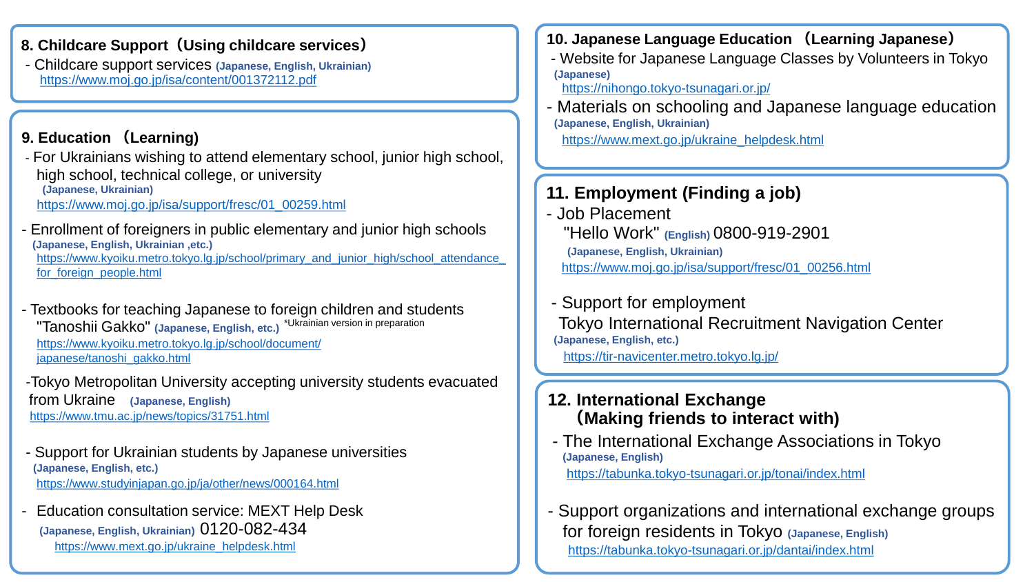## 8. Childcare Support（Using childcare services）

- Childcare support services **(Japanese, English, Ukrainian)**
  https://www.moj.go.jp/isa/content/001372112.pdf

## 9. Education （Learning）

- For Ukrainians wishing to attend elementary school, junior high school, high school, technical college, or university
  **(Japanese, Ukrainian)**
  https://www.moj.go.jp/isa/support/fresc/01_00259.html

- Enrollment of foreigners in public elementary and junior high schools
  **(Japanese, English, Ukrainian ,etc.)**
  https://www.kyoiku.metro.tokyo.lg.jp/school/primary_and_junior_high/school_attendance_for_foreign_people.html

- Textbooks for teaching Japanese to foreign children and students "Tanoshii Gakko" **(Japanese, English, etc.)** *Ukrainian version in preparation
  https://www.kyoiku.metro.tokyo.lg.jp/school/document/japanese/tanoshi_gakko.html

- Tokyo Metropolitan University accepting university students evacuated from Ukraine **(Japanese, English)**
  https://www.tmu.ac.jp/news/topics/31751.html

- Support for Ukrainian students by Japanese universities
  **(Japanese, English, etc.)**
  https://www.studyinjapan.go.jp/ja/other/news/000164.html

- Education consultation service: MEXT Help Desk
  **(Japanese, English, Ukrainian)** 0120-082-434
  https://www.mext.go.jp/ukraine_helpdesk.html

## 10. Japanese Language Education （Learning Japanese）

- Website for Japanese Language Classes by Volunteers in Tokyo
  **(Japanese)**
  https://nihongo.tokyo-tsunagari.or.jp/

- Materials on schooling and Japanese language education
  **(Japanese, English, Ukrainian)**
  https://www.mext.go.jp/ukraine_helpdesk.html

## 11. Employment (Finding a job)

- Job Placement
  "Hello Work" **(English)** 0800-919-2901
  **(Japanese, English, Ukrainian)**
  https://www.moj.go.jp/isa/support/fresc/01_00256.html

- Support for employment
  Tokyo International Recruitment Navigation Center
  **(Japanese, English, etc.)**
  https://tir-navicenter.metro.tokyo.lg.jp/

## 12. International Exchange （Making friends to interact with)

- The International Exchange Associations in Tokyo
  **(Japanese, English)**
  https://tabunka.tokyo-tsunagari.or.jp/tonai/index.html

- Support organizations and international exchange groups for foreign residents in Tokyo **(Japanese, English)**
  https://tabunka.tokyo-tsunagari.or.jp/dantai/index.html